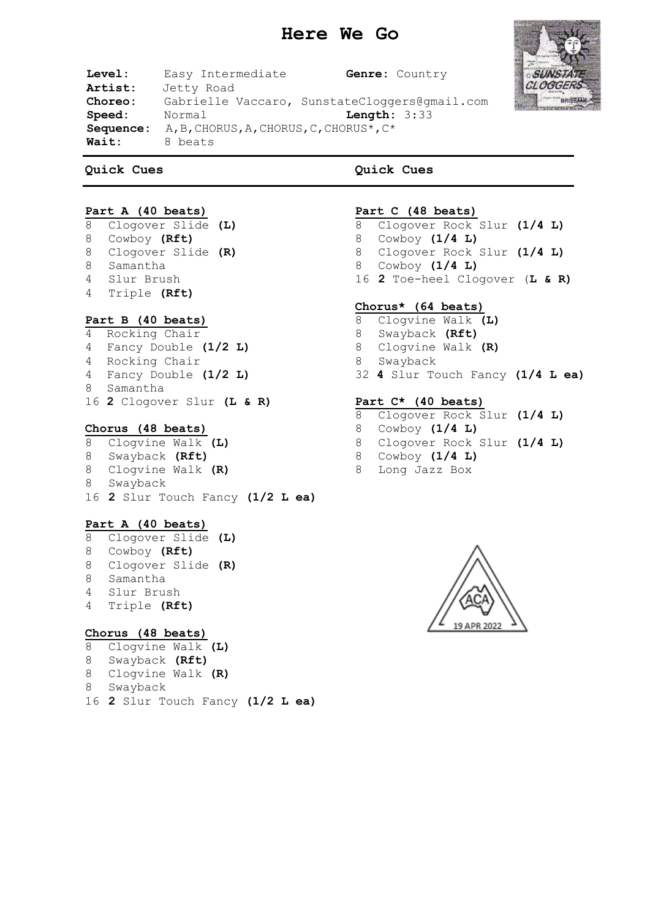# Here We Go

**Level:** Easy Intermediate **Genre:** Country
**Artist:** Jetty Road
**Choreo:** Gabrielle Vaccaro, SunstateCloggers@gmail.com
**Speed:** Normal **Length:** 3:33
**Sequence:** A,B,CHORUS,A,CHORUS,C,CHORUS*,C*
**Wait:** 8 beats

## Quick Cues

**Part A (40 beats)**
8 Clogover Slide **(L)**
8 Cowboy **(Rft)**
8 Clogover Slide **(R)**
8 Samantha
4 Slur Brush
4 Triple **(Rft)**

**Part B (40 beats)**
4 Rocking Chair
4 Fancy Double **(1/2 L)**
4 Rocking Chair
4 Fancy Double **(1/2 L)**
8 Samantha
16 **2** Clogover Slur **(L & R)**

**Chorus (48 beats)**
8 Clogvine Walk **(L)**
8 Swayback **(Rft)**
8 Clogvine Walk **(R)**
8 Swayback
16 **2** Slur Touch Fancy **(1/2 L ea)**

**Part A (40 beats)**
8 Clogover Slide **(L)**
8 Cowboy **(Rft)**
8 Clogover Slide **(R)**
8 Samantha
4 Slur Brush
4 Triple **(Rft)**

**Chorus (48 beats)**
8 Clogvine Walk **(L)**
8 Swayback **(Rft)**
8 Clogvine Walk **(R)**
8 Swayback
16 **2** Slur Touch Fancy **(1/2 L ea)**

**Part C (48 beats)**
8 Clogover Rock Slur **(1/4 L)**
8 Cowboy **(1/4 L)**
8 Clogover Rock Slur **(1/4 L)**
8 Cowboy **(1/4 L)**
16 **2** Toe-heel Clogover (**L & R)**

**Chorus* (64 beats)**
8 Clogvine Walk **(L)**
8 Swayback **(Rft)**
8 Clogvine Walk **(R)**
8 Swayback
32 **4** Slur Touch Fancy **(1/4 L ea)**

**Part C* (40 beats)**
8 Clogover Rock Slur **(1/4 L)**
8 Cowboy **(1/4 L)**
8 Clogover Rock Slur **(1/4 L)**
8 Cowboy **(1/4 L)**
8 Long Jazz Box

ACA 19 APR 2022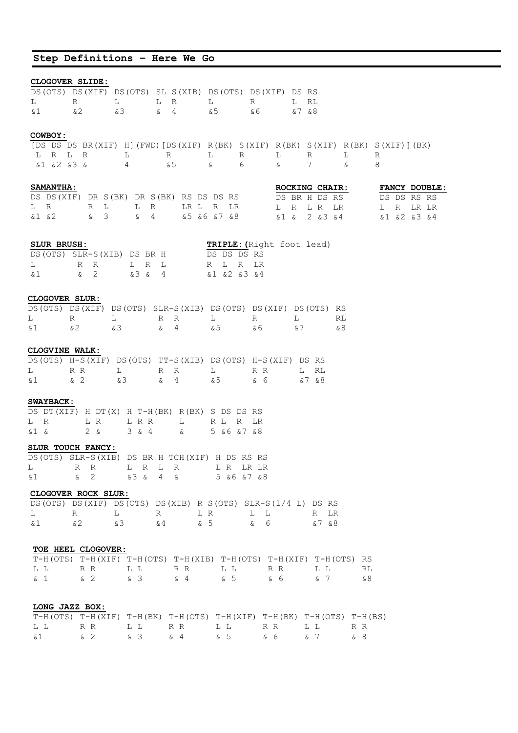## Step Definitions – Here We Go

**CLOGOVER SLIDE:**

```
DS(OTS) DS(XIF) DS(OTS) SL S(XIB) DS(OTS) DS(XIF) DS RS
L       R       L       L  R      L       R       L  RL
&1      &2      &3      &  4      &5      &6      &7 &8
```

**COWBOY:**

```
[DS DS DS BR(XIF) H](FWD)[DS(XIF) R(BK) S(XIF) R(BK) S(XIF) R(BK) S(XIF)](BK)
 L  R  L  R       L        R       L     R      L     R      L     R
 &1 &2 &3 &       4        &5      &     6      &     7      &     8
```

**SAMANTHA:**

```
DS DS(XIF) DR S(BK) DR S(BK) RS DS DS RS
L  R       R  L     L  R     LR L  R  LR
&1 &2      &  3     &  4     &5 &6 &7 &8
```

**ROCKING CHAIR:**

```
DS BR H DS RS
L  R  L R  LR
&1 &  2 &3 &4
```

**FANCY DOUBLE:**

```
DS DS RS RS
L  R  LR LR
&1 &2 &3 &4
```

**SLUR BRUSH:**

```
DS(OTS) SLR-S(XIB) DS BR H
L       R  R       L  R  L
&1      &  2       &3 &  4
```

**TRIPLE: (**Right foot lead)

```
DS DS DS RS
R  L  R  LR
&1 &2 &3 &4
```

**CLOGOVER SLUR:**

```
DS(OTS) DS(XIF) DS(OTS) SLR-S(XIB) DS(OTS) DS(XIF) DS(OTS) RS
L       R       L       R  R       L       R       L       RL
&1      &2      &3      &  4       &5      &6      &7      &8
```

**CLOGVINE WALK:**

```
DS(OTS) H-S(XIF) DS(OTS) TT-S(XIB) DS(OTS) H-S(XIF) DS RS
L       R R      L       R  R      L       R R      L  RL
&1      & 2      &3      &  4      &5      & 6      &7 &8
```

**SWAYBACK:**

```
DS DT(XIF) H DT(X) H T-H(BK) R(BK) S DS DS RS
L  R       L R     L R R     L     R L  R  LR
&1 &       2 &     3 & 4     &     5 &6 &7 &8
```

**SLUR TOUCH FANCY:**

```
DS(OTS) SLR-S(XIB) DS BR H TCH(XIF) H DS RS RS
L       R  R       L  R  L R        L R  LR LR
&1      &  2       &3 &  4 &        5 &6 &7 &8
```

**CLOGOVER ROCK SLUR:**

```
DS(OTS) DS(XIF) DS(OTS) DS(XIB) R S(OTS) SLR-S(1/4 L) DS RS
L       R       L       R       L R      L  L         R  LR
&1      &2      &3      &4      & 5      &  6         &7 &8
```

**TOE HEEL CLOGOVER:**

```
T-H(OTS) T-H(XIF) T-H(OTS) T-H(XIB) T-H(OTS) T-H(XIF) T-H(OTS) RS
L L      R R      L L      R R      L L      R R      L L      RL
& 1      & 2      & 3      & 4      & 5      & 6      & 7      &8
```

**LONG JAZZ BOX:**

```
T-H(OTS) T-H(XIF) T-H(BK) T-H(OTS) T-H(XIF) T-H(BK) T-H(OTS) T-H(BS)
L L      R R      L L     R R      L L      R R     L L      R R
&1       & 2      & 3     & 4      & 5      & 6     & 7      & 8
```